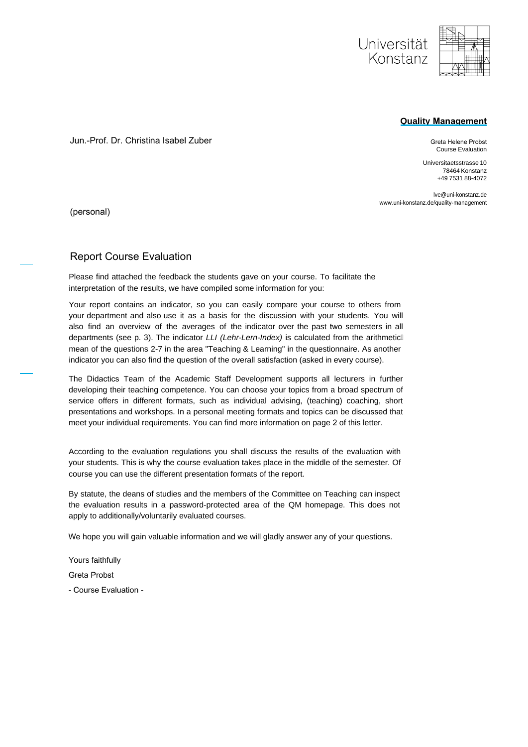Universität Konstanz

**Quality Management**

Jun.-Prof. Dr. Christina Isabel Zuber

Greta Helene Probst
Course Evaluation

Universitaetsstrasse 10
78464 Konstanz
+49 7531 88-4072

lve@uni-konstanz.de
www.uni-konstanz.de/quality-management

(personal)

## Report Course Evaluation

Please find attached the feedback the students gave on your course. To facilitate the interpretation of the results, we have compiled some information for you:

Your report contains an indicator, so you can easily compare your course to others from your department and also use it as a basis for the discussion with your students. You will also find an overview of the averages of the indicator over the past two semesters in all departments (see p. 3). The indicator *LLI (Lehr-Lern-Index)* is calculated from the arithmetic mean of the questions 2-7 in the area "Teaching & Learning" in the questionnaire. As another indicator you can also find the question of the overall satisfaction (asked in every course).

The Didactics Team of the Academic Staff Development supports all lecturers in further developing their teaching competence. You can choose your topics from a broad spectrum of service offers in different formats, such as individual advising, (teaching) coaching, short presentations and workshops. In a personal meeting formats and topics can be discussed that meet your individual requirements. You can find more information on page 2 of this letter.

According to the evaluation regulations you shall discuss the results of the evaluation with your students. This is why the course evaluation takes place in the middle of the semester. Of course you can use the different presentation formats of the report.

By statute, the deans of studies and the members of the Committee on Teaching can inspect the evaluation results in a password-protected area of the QM homepage. This does not apply to additionally/voluntarily evaluated courses.

We hope you will gain valuable information and we will gladly answer any of your questions.

Yours faithfully

Greta Probst

- Course Evaluation -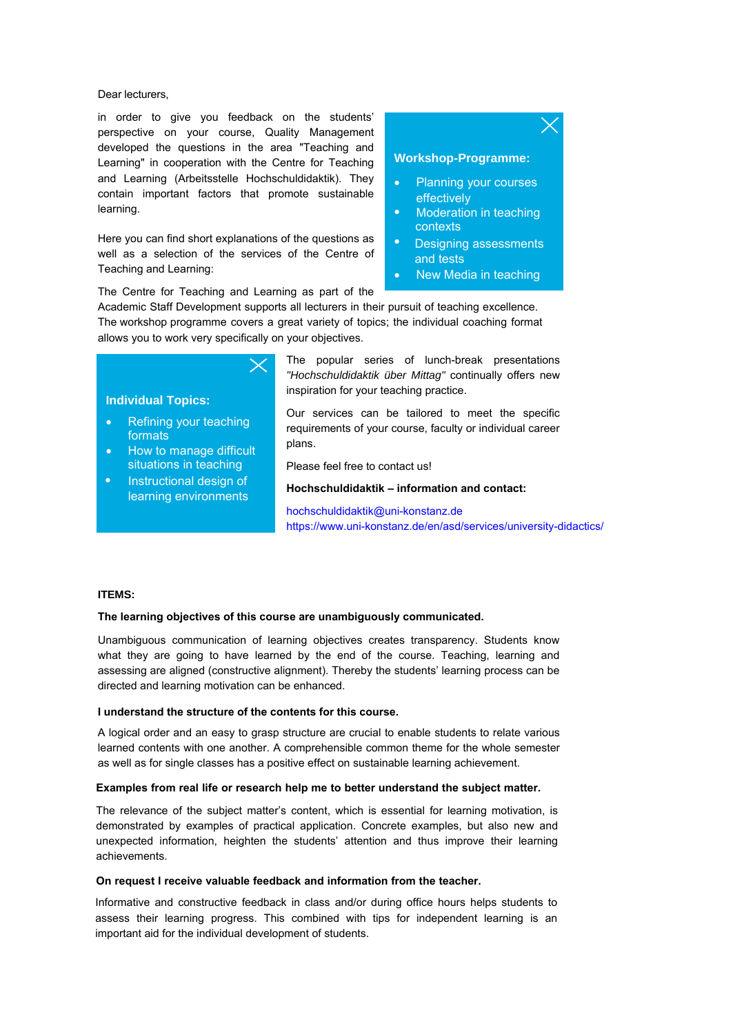Dear lecturers,

in order to give you feedback on the students' perspective on your course, Quality Management developed the questions in the area "Teaching and Learning" in cooperation with the Centre for Teaching and Learning (Arbeitsstelle Hochschuldidaktik). They contain important factors that promote sustainable learning.

Here you can find short explanations of the questions as well as a selection of the services of the Centre of Teaching and Learning:

**Workshop-Programme:**

- Planning your courses effectively
- Moderation in teaching contexts
- Designing assessments and tests
- New Media in teaching

The Centre for Teaching and Learning as part of the Academic Staff Development supports all lecturers in their pursuit of teaching excellence. The workshop programme covers a great variety of topics; the individual coaching format allows you to work very specifically on your objectives.

**Individual Topics:**

- Refining your teaching formats
- How to manage difficult situations in teaching
- Instructional design of learning environments

The popular series of lunch-break presentations *"Hochschuldidaktik über Mittag"* continually offers new inspiration for your teaching practice.

Our services can be tailored to meet the specific requirements of your course, faculty or individual career plans.

Please feel free to contact us!

**Hochschuldidaktik – information and contact:**

hochschuldidaktik@uni-konstanz.de
https://www.uni-konstanz.de/en/asd/services/university-didactics/

**ITEMS:**

**The learning objectives of this course are unambiguously communicated.**

Unambiguous communication of learning objectives creates transparency. Students know what they are going to have learned by the end of the course. Teaching, learning and assessing are aligned (constructive alignment). Thereby the students' learning process can be directed and learning motivation can be enhanced.

**I understand the structure of the contents for this course.**

A logical order and an easy to grasp structure are crucial to enable students to relate various learned contents with one another. A comprehensible common theme for the whole semester as well as for single classes has a positive effect on sustainable learning achievement.

**Examples from real life or research help me to better understand the subject matter.**

The relevance of the subject matter's content, which is essential for learning motivation, is demonstrated by examples of practical application. Concrete examples, but also new and unexpected information, heighten the students' attention and thus improve their learning achievements.

**On request I receive valuable feedback and information from the teacher.**

Informative and constructive feedback in class and/or during office hours helps students to assess their learning progress. This combined with tips for independent learning is an important aid for the individual development of students.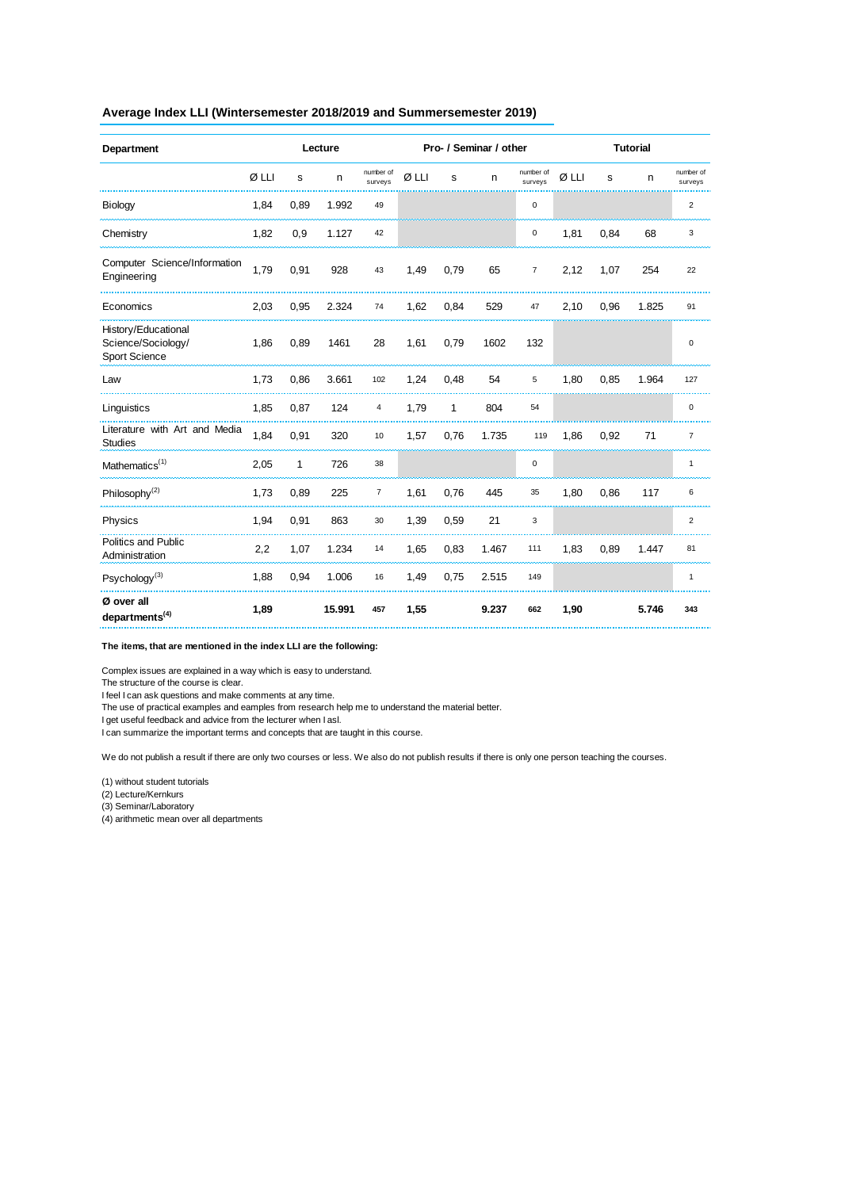## Average Index LLI (Wintersemester 2018/2019 and Summersemester 2019)

| Department | Lecture | | | | Pro- / Seminar / other | | | | Tutorial | | | |
|---|---|---|---|---|---|---|---|---|---|---|---|---|
| | Ø LLI | s | n | number of surveys | Ø LLI | s | n | number of surveys | Ø LLI | s | n | number of surveys |
| Biology | 1,84 | 0,89 | 1.992 | 49 | | | | 0 | | | | 2 |
| Chemistry | 1,82 | 0,9 | 1.127 | 42 | | | | 0 | 1,81 | 0,84 | 68 | 3 |
| Computer Science/Information Engineering | 1,79 | 0,91 | 928 | 43 | 1,49 | 0,79 | 65 | 7 | 2,12 | 1,07 | 254 | 22 |
| Economics | 2,03 | 0,95 | 2.324 | 74 | 1,62 | 0,84 | 529 | 47 | 2,10 | 0,96 | 1.825 | 91 |
| History/Educational Science/Sociology/ Sport Science | 1,86 | 0,89 | 1461 | 28 | 1,61 | 0,79 | 1602 | 132 | | | | 0 |
| Law | 1,73 | 0,86 | 3.661 | 102 | 1,24 | 0,48 | 54 | 5 | 1,80 | 0,85 | 1.964 | 127 |
| Linguistics | 1,85 | 0,87 | 124 | 4 | 1,79 | 1 | 804 | 54 | | | | 0 |
| Literature with Art and Media Studies | 1,84 | 0,91 | 320 | 10 | 1,57 | 0,76 | 1.735 | 119 | 1,86 | 0,92 | 71 | 7 |
| Mathematics(1) | 2,05 | 1 | 726 | 38 | | | | 0 | | | | 1 |
| Philosophy(2) | 1,73 | 0,89 | 225 | 7 | 1,61 | 0,76 | 445 | 35 | 1,80 | 0,86 | 117 | 6 |
| Physics | 1,94 | 0,91 | 863 | 30 | 1,39 | 0,59 | 21 | 3 | | | | 2 |
| Politics and Public Administration | 2,2 | 1,07 | 1.234 | 14 | 1,65 | 0,83 | 1.467 | 111 | 1,83 | 0,89 | 1.447 | 81 |
| Psychology(3) | 1,88 | 0,94 | 1.006 | 16 | 1,49 | 0,75 | 2.515 | 149 | | | | 1 |
| **Ø over all departments(4)** | **1,89** | | **15.991** | **457** | **1,55** | | **9.237** | **662** | **1,90** | | **5.746** | **343** |

**The items, that are mentioned in the index LLI are the following:**

Complex issues are explained in a way which is easy to understand.
The structure of the course is clear.
I feel I can ask questions and make comments at any time.
The use of practical examples and eamples from research help me to understand the material better.
I get useful feedback and advice from the lecturer when I asl.
I can summarize the important terms and concepts that are taught in this course.

We do not publish a result if there are only two courses or less. We also do not publish results if there is only one person teaching the courses.

(1) without student tutorials
(2) Lecture/Kernkurs
(3) Seminar/Laboratory
(4) arithmetic mean over all departments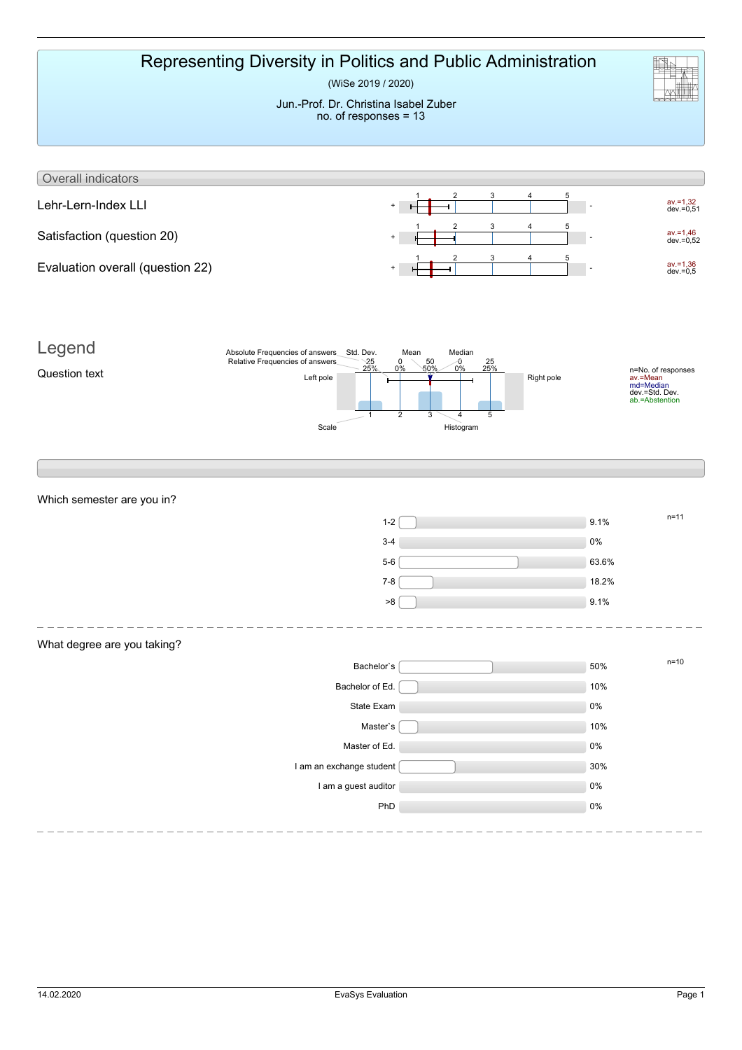# Representing Diversity in Politics and Public Administration

(WiSe 2019 / 2020)

Jun.-Prof. Dr. Christina Isabel Zuber
no. of responses = 13

## Overall indicators

| Indicator | Left pole | Right pole | Values |
|---|---|---|---|
| Lehr-Lern-Index LLI | + | - | av.=1,32 dev.=0,51 |
| Satisfaction (question 20) | + | - | av.=1,46 dev.=0,52 |
| Evaluation overall (question 22) | + | - | av.=1,36 dev.=0,5 |

## Legend

Question text

Absolute Frequencies of answers, Relative Frequencies of answers, Std. Dev., Mean, Median, Left pole, Right pole, Scale, Histogram

n=No. of responses
av.=Mean
md=Median
dev.=Std. Dev.
ab.=Abstention

---

### Which semester are you in?

n=11

| Semester | Percentage |
|---|---|
| 1-2 | 9.1% |
| 3-4 | 0% |
| 5-6 | 63.6% |
| 7-8 | 18.2% |
| >8 | 9.1% |

### What degree are you taking?

n=10

| Degree | Percentage |
|---|---|
| Bachelor`s | 50% |
| Bachelor of Ed. | 10% |
| State Exam | 0% |
| Master`s | 10% |
| Master of Ed. | 0% |
| I am an exchange student | 30% |
| I am a guest auditor | 0% |
| PhD | 0% |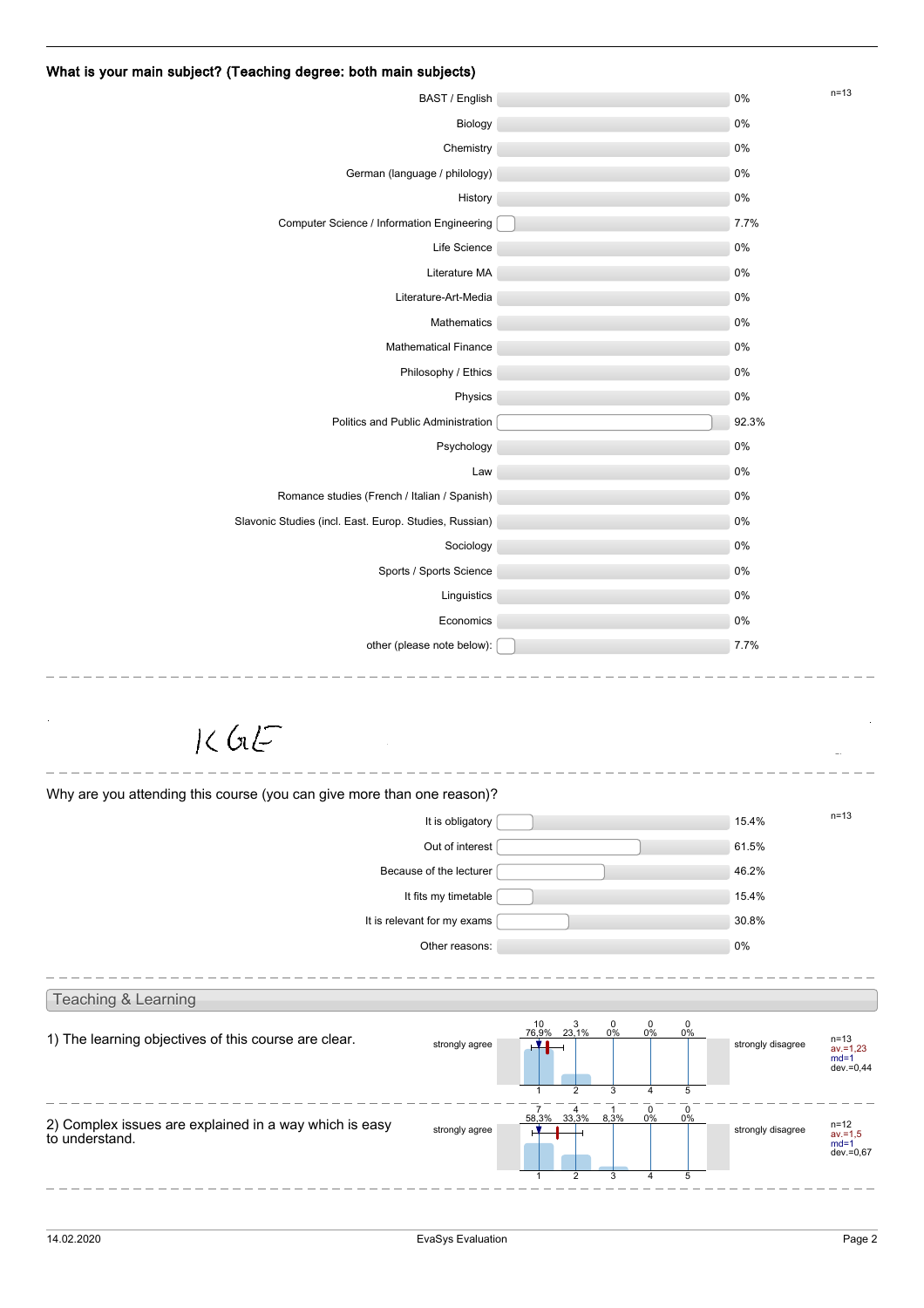### What is your main subject? (Teaching degree: both main subjects)

n=13

| Subject | Percentage |
|---|---|
| BAST / English | 0% |
| Biology | 0% |
| Chemistry | 0% |
| German (language / philology) | 0% |
| History | 0% |
| Computer Science / Information Engineering | 7.7% |
| Life Science | 0% |
| Literature MA | 0% |
| Literature-Art-Media | 0% |
| Mathematics | 0% |
| Mathematical Finance | 0% |
| Philosophy / Ethics | 0% |
| Physics | 0% |
| Politics and Public Administration | 92.3% |
| Psychology | 0% |
| Law | 0% |
| Romance studies (French / Italian / Spanish) | 0% |
| Slavonic Studies (incl. East. Europ. Studies, Russian) | 0% |
| Sociology | 0% |
| Sports / Sports Science | 0% |
| Linguistics | 0% |
| Economics | 0% |
| other (please note below): | 7.7% |

KGE

Why are you attending this course (you can give more than one reason)?

n=13

| Reason | Percentage |
|---|---|
| It is obligatory | 15.4% |
| Out of interest | 61.5% |
| Because of the lecturer | 46.2% |
| It fits my timetable | 15.4% |
| It is relevant for my exams | 30.8% |
| Other reasons: | 0% |

## Teaching & Learning

1) The learning objectives of this course are clear.

| | 1 | 2 | 3 | 4 | 5 | | |
|---|---|---|---|---|---|---|---|
| strongly agree | 10 (76,9%) | 3 (23,1%) | 0 (0%) | 0 (0%) | 0 (0%) | strongly disagree | n=13, av.=1,23, md=1, dev.=0,44 |

2) Complex issues are explained in a way which is easy to understand.

| | 1 | 2 | 3 | 4 | 5 | | |
|---|---|---|---|---|---|---|---|
| strongly agree | 7 (58,3%) | 4 (33,3%) | 1 (8,3%) | 0 (0%) | 0 (0%) | strongly disagree | n=12, av.=1,5, md=1, dev.=0,67 |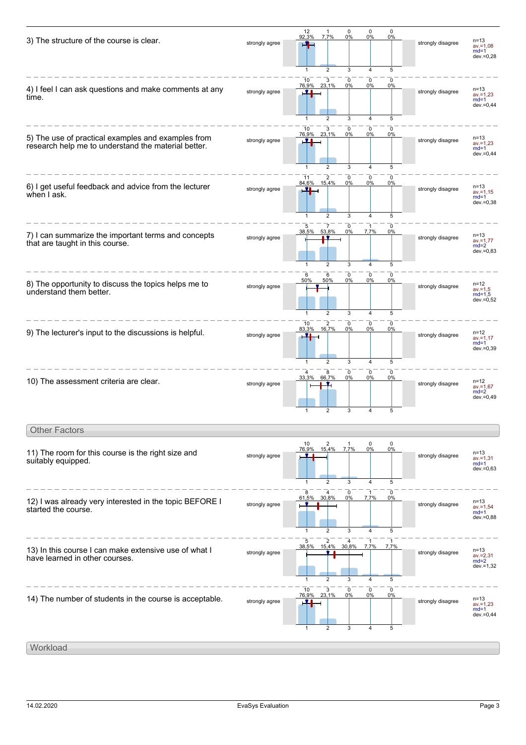| Question | | 1 | 2 | 3 | 4 | 5 | | Statistics |
|---|---|---|---|---|---|---|---|---|
| 3) The structure of the course is clear. | strongly agree | 12 (92,3%) | 1 (7,7%) | 0 (0%) | 0 (0%) | 0 (0%) | strongly disagree | n=13, av.=1,08, md=1, dev.=0,28 |
| 4) I feel I can ask questions and make comments at any time. | strongly agree | 10 (76,9%) | 3 (23,1%) | 0 (0%) | 0 (0%) | 0 (0%) | strongly disagree | n=13, av.=1,23, md=1, dev.=0,44 |
| 5) The use of practical examples and examples from research help me to understand the material better. | strongly agree | 10 (76,9%) | 3 (23,1%) | 0 (0%) | 0 (0%) | 0 (0%) | strongly disagree | n=13, av.=1,23, md=1, dev.=0,44 |
| 6) I get useful feedback and advice from the lecturer when I ask. | strongly agree | 11 (84,6%) | 2 (15,4%) | 0 (0%) | 0 (0%) | 0 (0%) | strongly disagree | n=13, av.=1,15, md=1, dev.=0,38 |
| 7) I can summarize the important terms and concepts that are taught in this course. | strongly agree | 5 (38,5%) | 7 (53,8%) | 0 (0%) | 1 (7,7%) | 0 (0%) | strongly disagree | n=13, av.=1,77, md=2, dev.=0,83 |
| 8) The opportunity to discuss the topics helps me to understand them better. | strongly agree | 6 (50%) | 6 (50%) | 0 (0%) | 0 (0%) | 0 (0%) | strongly disagree | n=12, av.=1,5, md=1,5, dev.=0,52 |
| 9) The lecturer's input to the discussions is helpful. | strongly agree | 10 (83,3%) | 2 (16,7%) | 0 (0%) | 0 (0%) | 0 (0%) | strongly disagree | n=12, av.=1,17, md=1, dev.=0,39 |
| 10) The assessment criteria are clear. | strongly agree | 4 (33,3%) | 8 (66,7%) | 0 (0%) | 0 (0%) | 0 (0%) | strongly disagree | n=12, av.=1,67, md=2, dev.=0,49 |

## Other Factors

| Question | | 1 | 2 | 3 | 4 | 5 | | Statistics |
|---|---|---|---|---|---|---|---|---|
| 11) The room for this course is the right size and suitably equipped. | strongly agree | 10 (76,9%) | 2 (15,4%) | 1 (7,7%) | 0 (0%) | 0 (0%) | strongly disagree | n=13, av.=1,31, md=1, dev.=0,63 |
| 12) I was already very interested in the topic BEFORE I started the course. | strongly agree | 8 (61,5%) | 4 (30,8%) | 0 (0%) | 1 (7,7%) | 0 (0%) | strongly disagree | n=13, av.=1,54, md=1, dev.=0,88 |
| 13) In this course I can make extensive use of what I have learned in other courses. | strongly agree | 5 (38,5%) | 2 (15,4%) | 4 (30,8%) | 1 (7,7%) | 1 (7,7%) | strongly disagree | n=13, av.=2,31, md=2, dev.=1,32 |
| 14) The number of students in the course is acceptable. | strongly agree | 10 (76,9%) | 3 (23,1%) | 0 (0%) | 0 (0%) | 0 (0%) | strongly disagree | n=13, av.=1,23, md=1, dev.=0,44 |

## Workload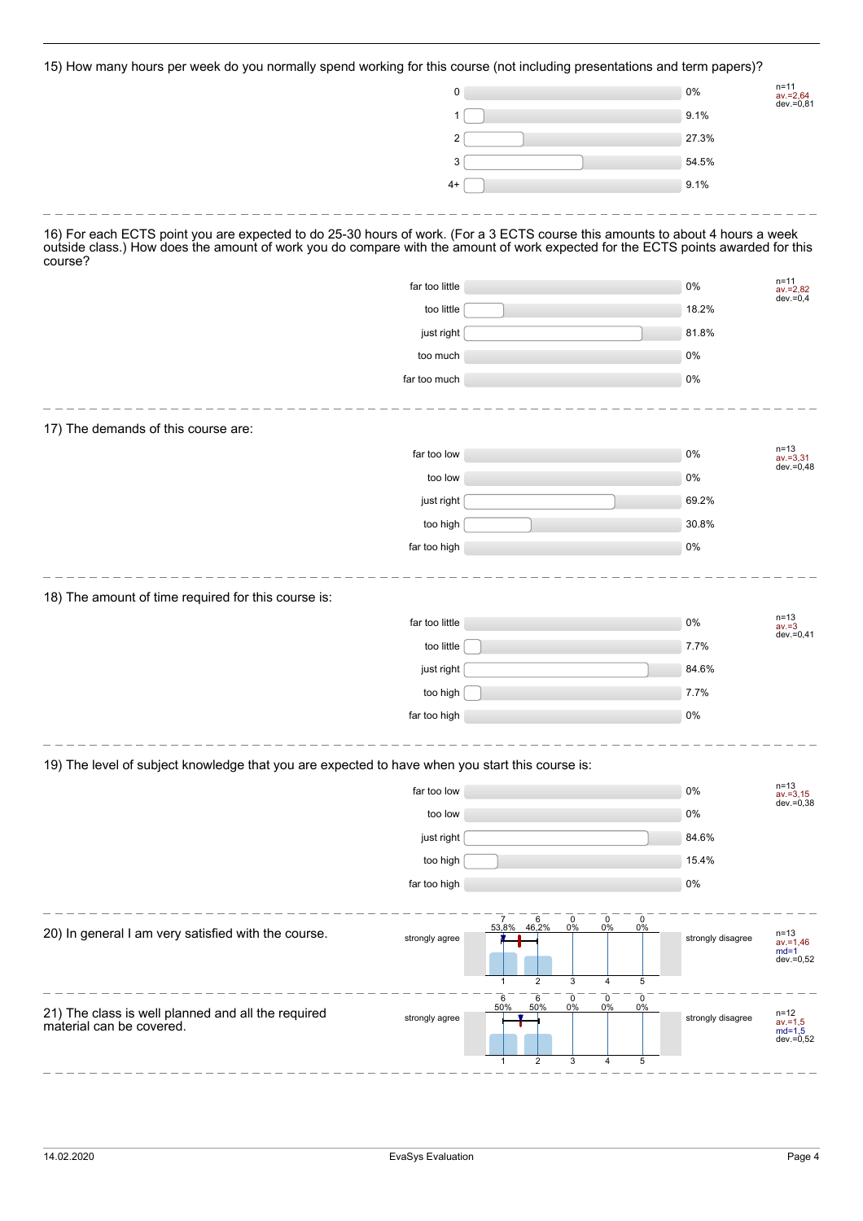15) How many hours per week do you normally spend working for this course (not including presentations and term papers)?

| Answer | Percentage |
|---|---|
| 0 | 0% |
| 1 | 9.1% |
| 2 | 27.3% |
| 3 | 54.5% |
| 4+ | 9.1% |

n=11
av.=2,64
dev.=0,81

---

16) For each ECTS point you are expected to do 25-30 hours of work. (For a 3 ECTS course this amounts to about 4 hours a week outside class.) How does the amount of work you do compare with the amount of work expected for the ECTS points awarded for this course?

| Answer | Percentage |
|---|---|
| far too little | 0% |
| too little | 18.2% |
| just right | 81.8% |
| too much | 0% |
| far too much | 0% |

n=11
av.=2,82
dev.=0,4

---

17) The demands of this course are:

| Answer | Percentage |
|---|---|
| far too low | 0% |
| too low | 0% |
| just right | 69.2% |
| too high | 30.8% |
| far too high | 0% |

n=13
av.=3,31
dev.=0,48

---

18) The amount of time required for this course is:

| Answer | Percentage |
|---|---|
| far too little | 0% |
| too little | 7.7% |
| just right | 84.6% |
| too high | 7.7% |
| far too high | 0% |

n=13
av.=3
dev.=0,41

---

19) The level of subject knowledge that you are expected to have when you start this course is:

| Answer | Percentage |
|---|---|
| far too low | 0% |
| too low | 0% |
| just right | 84.6% |
| too high | 15.4% |
| far too high | 0% |

n=13
av.=3,15
dev.=0,38

---

20) In general I am very satisfied with the course.

| strongly agree | 1 | 2 | 3 | 4 | 5 | strongly disagree |
|---|---|---|---|---|---|---|
| | 7 (53.8%) | 6 (46.2%) | 0 (0%) | 0 (0%) | 0 (0%) | |

n=13
av.=1,46
md=1
dev.=0,52

---

21) The class is well planned and all the required material can be covered.

| strongly agree | 1 | 2 | 3 | 4 | 5 | strongly disagree |
|---|---|---|---|---|---|---|
| | 6 (50%) | 6 (50%) | 0 (0%) | 0 (0%) | 0 (0%) | |

n=12
av.=1,5
md=1,5
dev.=0,52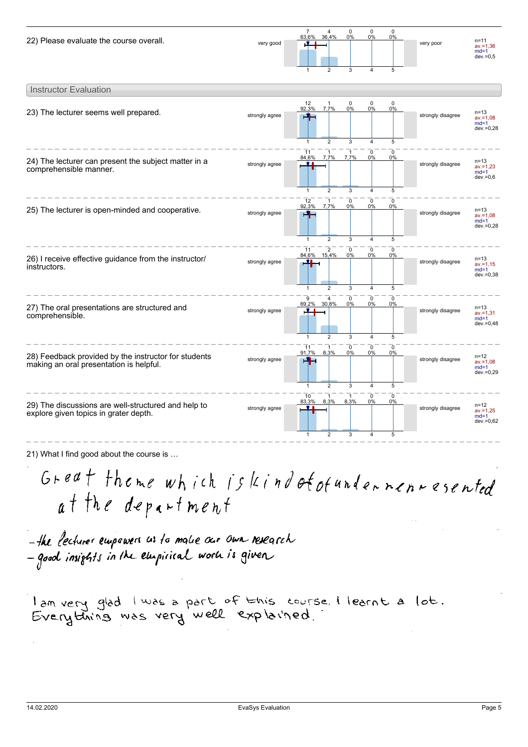22) Please evaluate the course overall.

| | 1 | 2 | 3 | 4 | 5 | | |
|---|---|---|---|---|---|---|---|
| very good | 7 (63,6%) | 4 (36,4%) | 0 (0%) | 0 (0%) | 0 (0%) | very poor | n=11, av.=1,36, md=1, dev.=0,5 |

## Instructor Evaluation

23) The lecturer seems well prepared.

| | 1 | 2 | 3 | 4 | 5 | | |
|---|---|---|---|---|---|---|---|
| strongly agree | 12 (92,3%) | 1 (7,7%) | 0 (0%) | 0 (0%) | 0 (0%) | strongly disagree | n=13, av.=1,08, md=1, dev.=0,28 |

24) The lecturer can present the subject matter in a comprehensible manner.

| | 1 | 2 | 3 | 4 | 5 | | |
|---|---|---|---|---|---|---|---|
| strongly agree | 11 (84,6%) | 1 (7,7%) | 1 (7,7%) | 0 (0%) | 0 (0%) | strongly disagree | n=13, av.=1,23, md=1, dev.=0,6 |

25) The lecturer is open-minded and cooperative.

| | 1 | 2 | 3 | 4 | 5 | | |
|---|---|---|---|---|---|---|---|
| strongly agree | 12 (92,3%) | 1 (7,7%) | 0 (0%) | 0 (0%) | 0 (0%) | strongly disagree | n=13, av.=1,08, md=1, dev.=0,28 |

26) I receive effective guidance from the instructor/ instructors.

| | 1 | 2 | 3 | 4 | 5 | | |
|---|---|---|---|---|---|---|---|
| strongly agree | 11 (84,6%) | 2 (15,4%) | 0 (0%) | 0 (0%) | 0 (0%) | strongly disagree | n=13, av.=1,15, md=1, dev.=0,38 |

27) The oral presentations are structured and comprehensible.

| | 1 | 2 | 3 | 4 | 5 | | |
|---|---|---|---|---|---|---|---|
| strongly agree | 9 (69,2%) | 4 (30,8%) | 0 (0%) | 0 (0%) | 0 (0%) | strongly disagree | n=13, av.=1,31, md=1, dev.=0,48 |

28) Feedback provided by the instructor for students making an oral presentation is helpful.

| | 1 | 2 | 3 | 4 | 5 | | |
|---|---|---|---|---|---|---|---|
| strongly agree | 11 (91,7%) | 1 (8,3%) | 0 (0%) | 0 (0%) | 0 (0%) | strongly disagree | n=12, av.=1,08, md=1, dev.=0,29 |

29) The discussions are well-structured and help to explore given topics in grater depth.

| | 1 | 2 | 3 | 4 | 5 | | |
|---|---|---|---|---|---|---|---|
| strongly agree | 10 (83,3%) | 1 (8,3%) | 1 (8,3%) | 0 (0%) | 0 (0%) | strongly disagree | n=12, av.=1,25, md=1, dev.=0,62 |

21) What I find good about the course is …

Great theme which is kind of of underrepresented at the department

- the lecturer empowers us to make our own research
- good insights in the empirical work is given

I am very glad I was a part of this course, I learnt a lot. Everything was very well explained.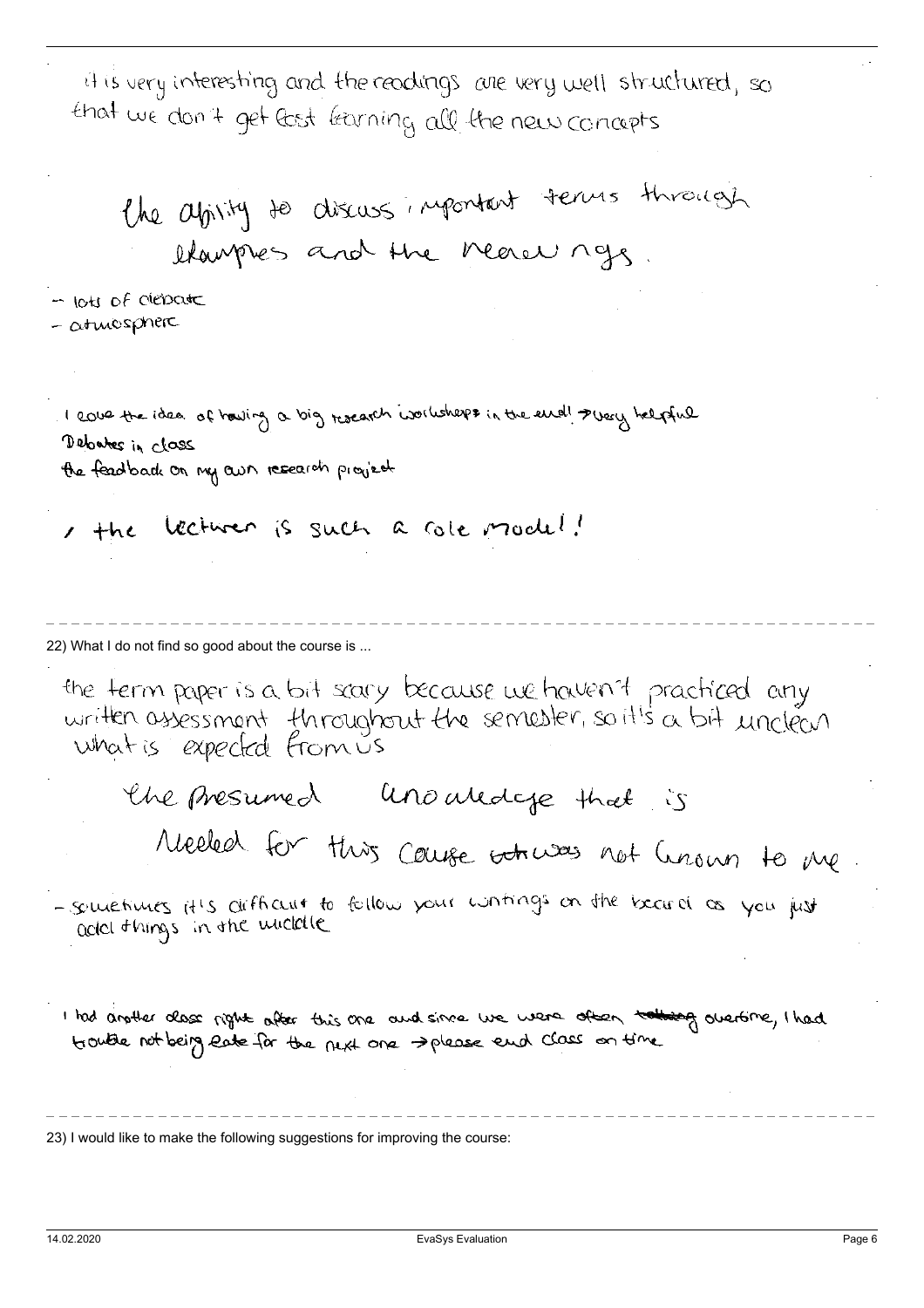it is very interesting and the readings are very well structured, so that we don't get lost learning all the new concepts

the ability to discuss important terms through examples and the readings.

- lots of debate
- atmosphere

I love the idea of having a big research workshops in the end! → very helpful
Debates in class
the feedback on my own research project

, the lecturer is such a role model!

22) What I do not find so good about the course is ...

the term paper is a bit scary because we haven't practiced any written assessment throughout the semester, so it's a bit unclear what is expected from us

the presumed knowledge that is needed for this course which was not known to me.

- sometimes it's difficult to follow your writings on the board as you just add things in the middle

I had another class right after this one and since we were often ~~talking~~ overtime, I had trouble not being late for the next one → please end class on time

23) I would like to make the following suggestions for improving the course: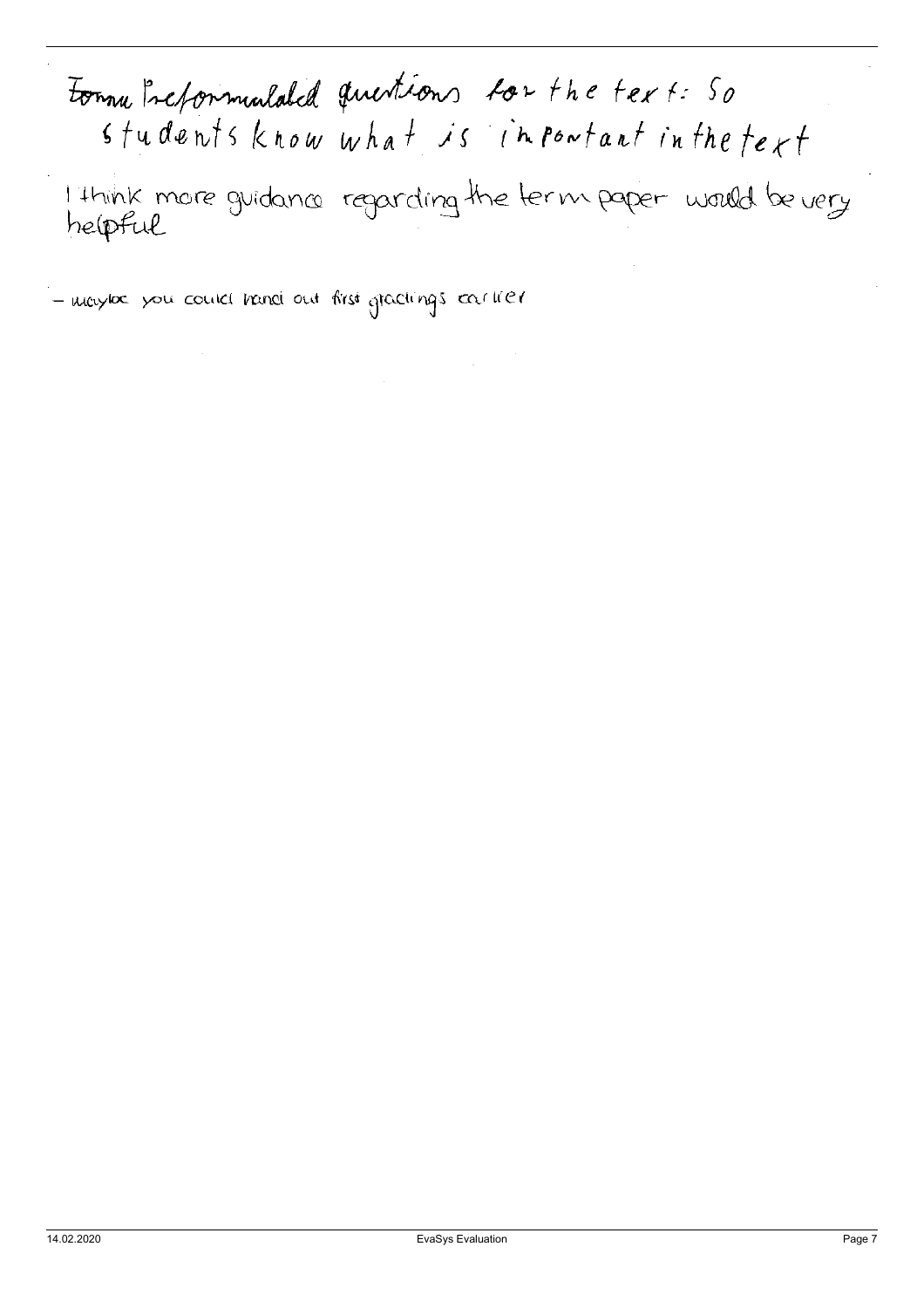Some Preformulated questions for the text: So students know what is important in the text

I think more guidance regarding the term paper would be very helpful

- maybe you could hand out first gradings earlier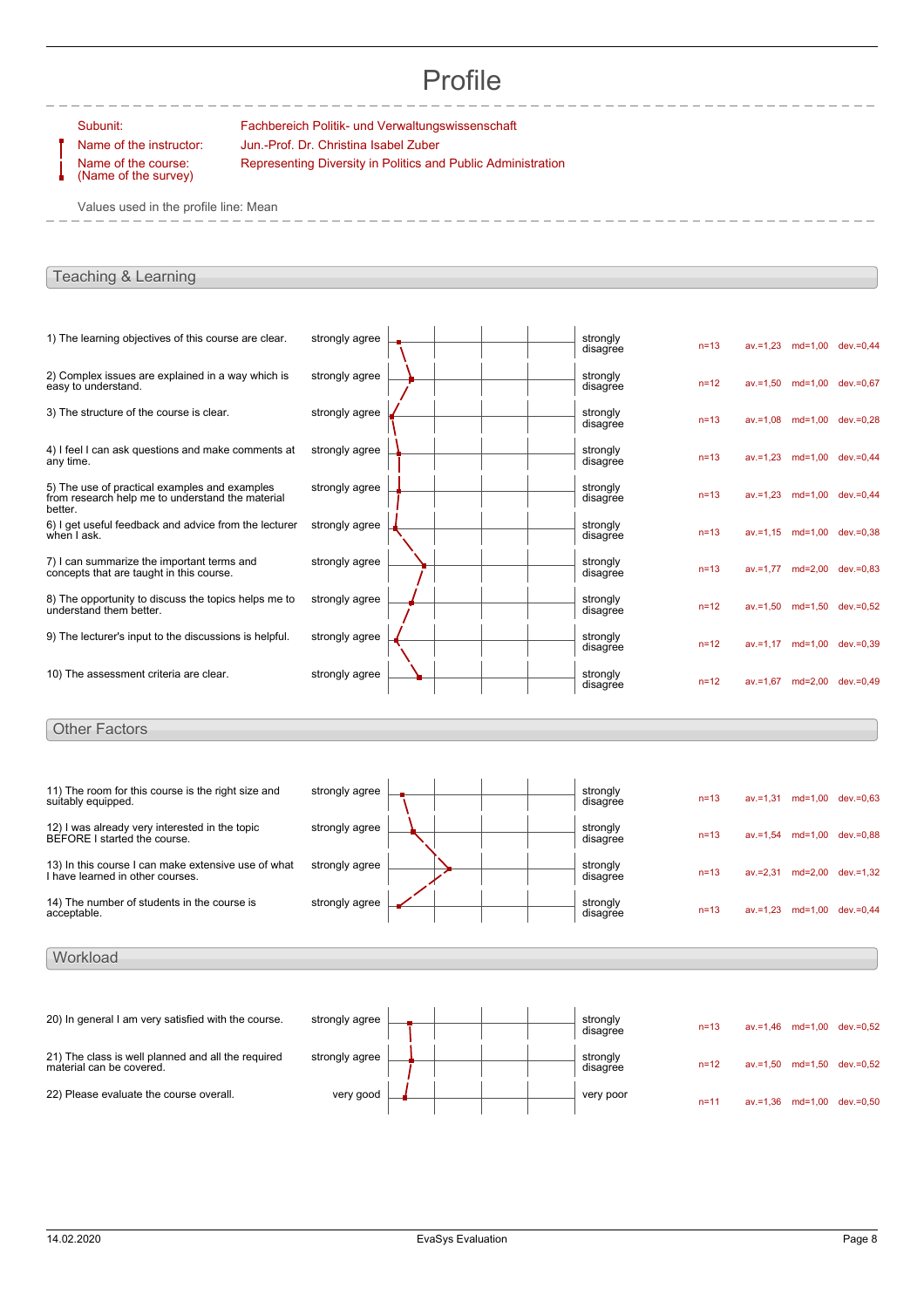# Profile

Subunit: Fachbereich Politik- und Verwaltungswissenschaft

Name of the instructor: Jun.-Prof. Dr. Christina Isabel Zuber

Name of the course: (Name of the survey) Representing Diversity in Politics and Public Administration

Values used in the profile line: Mean

## Teaching & Learning

| Question | Left pole | Right pole | n | av. | md | dev. |
|---|---|---|---|---|---|---|
| 1) The learning objectives of this course are clear. | strongly agree | strongly disagree | n=13 | av.=1,23 | md=1,00 | dev.=0,44 |
| 2) Complex issues are explained in a way which is easy to understand. | strongly agree | strongly disagree | n=12 | av.=1,50 | md=1,00 | dev.=0,67 |
| 3) The structure of the course is clear. | strongly agree | strongly disagree | n=13 | av.=1,08 | md=1,00 | dev.=0,28 |
| 4) I feel I can ask questions and make comments at any time. | strongly agree | strongly disagree | n=13 | av.=1,23 | md=1,00 | dev.=0,44 |
| 5) The use of practical examples and examples from research help me to understand the material better. | strongly agree | strongly disagree | n=13 | av.=1,23 | md=1,00 | dev.=0,44 |
| 6) I get useful feedback and advice from the lecturer when I ask. | strongly agree | strongly disagree | n=13 | av.=1,15 | md=1,00 | dev.=0,38 |
| 7) I can summarize the important terms and concepts that are taught in this course. | strongly agree | strongly disagree | n=13 | av.=1,77 | md=2,00 | dev.=0,83 |
| 8) The opportunity to discuss the topics helps me to understand them better. | strongly agree | strongly disagree | n=12 | av.=1,50 | md=1,50 | dev.=0,52 |
| 9) The lecturer's input to the discussions is helpful. | strongly agree | strongly disagree | n=12 | av.=1,17 | md=1,00 | dev.=0,39 |
| 10) The assessment criteria are clear. | strongly agree | strongly disagree | n=12 | av.=1,67 | md=2,00 | dev.=0,49 |

## Other Factors

| Question | Left pole | Right pole | n | av. | md | dev. |
|---|---|---|---|---|---|---|
| 11) The room for this course is the right size and suitably equipped. | strongly agree | strongly disagree | n=13 | av.=1,31 | md=1,00 | dev.=0,63 |
| 12) I was already very interested in the topic BEFORE I started the course. | strongly agree | strongly disagree | n=13 | av.=1,54 | md=1,00 | dev.=0,88 |
| 13) In this course I can make extensive use of what I have learned in other courses. | strongly agree | strongly disagree | n=13 | av.=2,31 | md=2,00 | dev.=1,32 |
| 14) The number of students in the course is acceptable. | strongly agree | strongly disagree | n=13 | av.=1,23 | md=1,00 | dev.=0,44 |

## Workload

| Question | Left pole | Right pole | n | av. | md | dev. |
|---|---|---|---|---|---|---|
| 20) In general I am very satisfied with the course. | strongly agree | strongly disagree | n=13 | av.=1,46 | md=1,00 | dev.=0,52 |
| 21) The class is well planned and all the required material can be covered. | strongly agree | strongly disagree | n=12 | av.=1,50 | md=1,50 | dev.=0,52 |
| 22) Please evaluate the course overall. | very good | very poor | n=11 | av.=1,36 | md=1,00 | dev.=0,50 |

14.02.2020 EvaSys Evaluation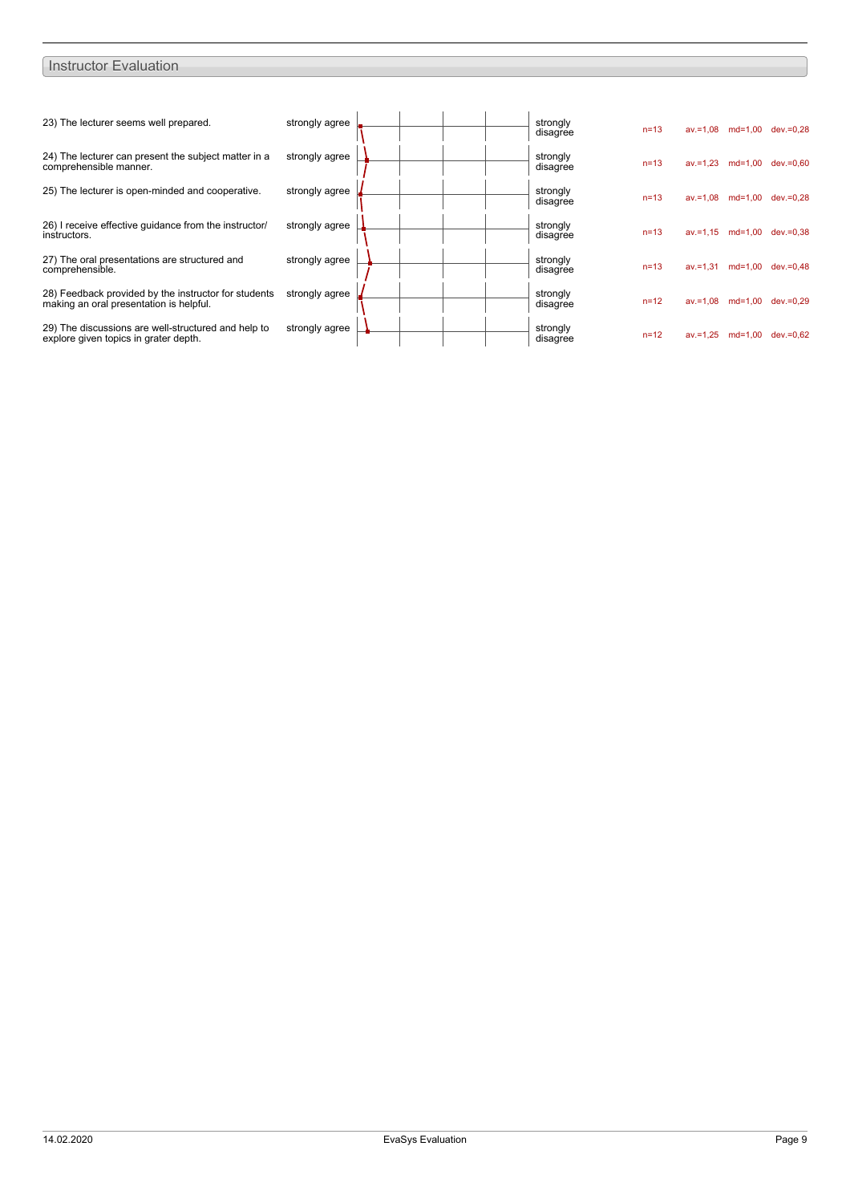## Instructor Evaluation

23) The lecturer seems well prepared.
strongly agree — strongly disagree
n=13 av.=1,08 md=1,00 dev.=0,28

24) The lecturer can present the subject matter in a comprehensible manner.
strongly agree — strongly disagree
n=13 av.=1,23 md=1,00 dev.=0,60

25) The lecturer is open-minded and cooperative.
strongly agree — strongly disagree
n=13 av.=1,08 md=1,00 dev.=0,28

26) I receive effective guidance from the instructor/ instructors.
strongly agree — strongly disagree
n=13 av.=1,15 md=1,00 dev.=0,38

27) The oral presentations are structured and comprehensible.
strongly agree — strongly disagree
n=13 av.=1,31 md=1,00 dev.=0,48

28) Feedback provided by the instructor for students making an oral presentation is helpful.
strongly agree — strongly disagree
n=12 av.=1,08 md=1,00 dev.=0,29

29) The discussions are well-structured and help to explore given topics in grater depth.
strongly agree — strongly disagree
n=12 av.=1,25 md=1,00 dev.=0,62